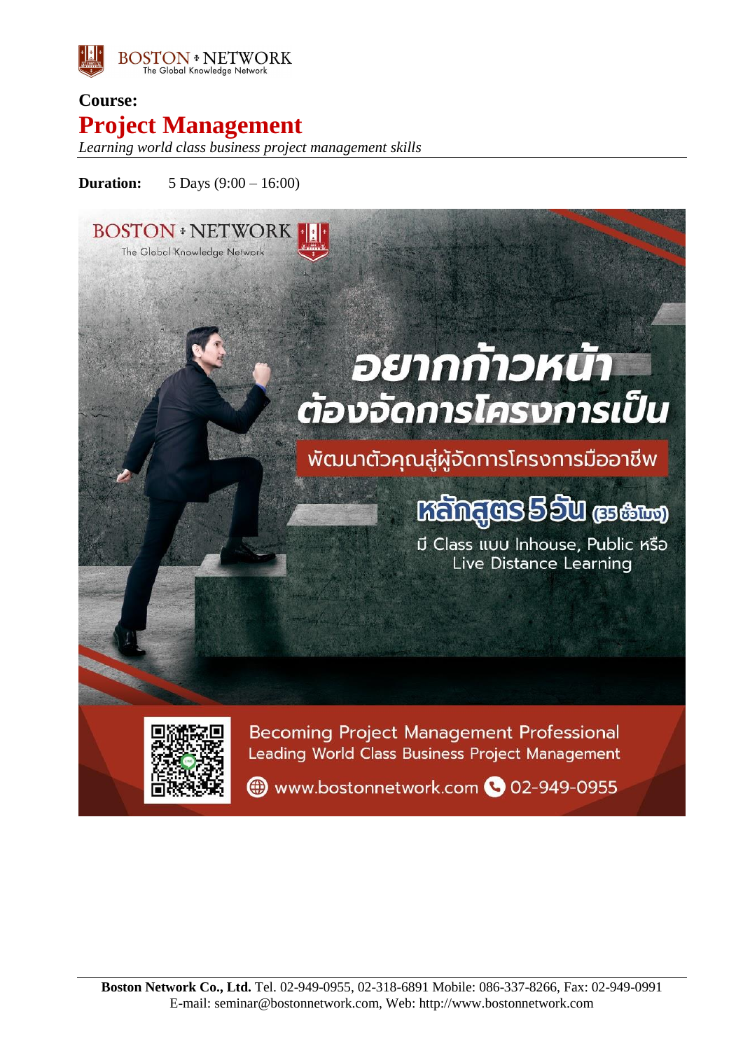**Course:**

# Project Management

*Learning world class business project management skills*

**Duration:** 5 Days (9:00 – 16:00)

BOSTON NETWORK
The Global Knowledge Network

อยากก้าวหน้า
ต้องจัดการโครงการเป็น

พัฒนาตัวคุณสู่ผู้จัดการโครงการมืออาชีพ

หลักสูตร 5 วัน (35 ชั่วโมง)

มี Class แบบ Inhouse, Public หรือ Live Distance Learning

Becoming Project Management Professional
Leading World Class Business Project Management

www.bostonnetwork.com 02-949-0955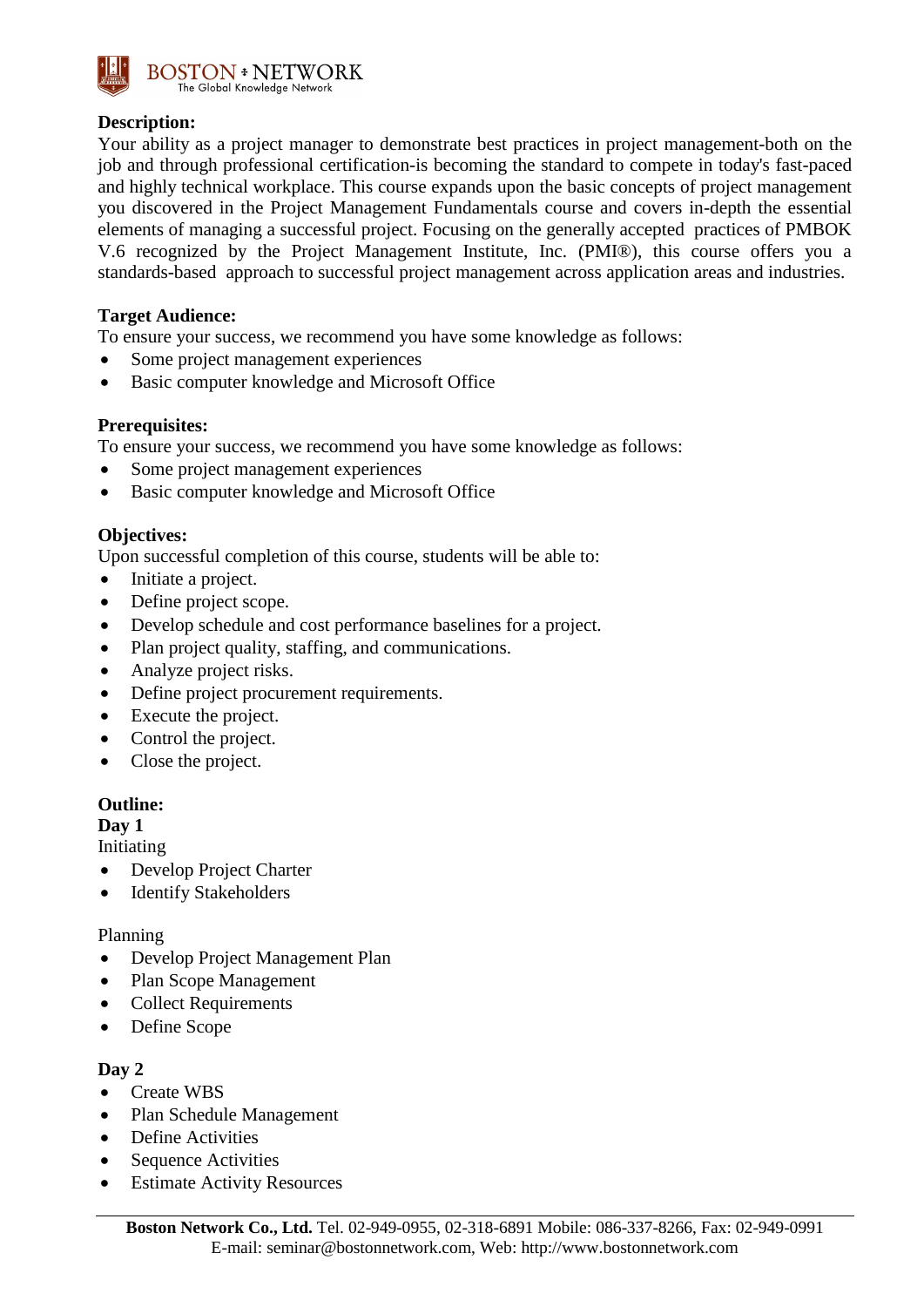**Description:**
Your ability as a project manager to demonstrate best practices in project management-both on the job and through professional certification-is becoming the standard to compete in today's fast-paced and highly technical workplace. This course expands upon the basic concepts of project management you discovered in the Project Management Fundamentals course and covers in-depth the essential elements of managing a successful project. Focusing on the generally accepted practices of PMBOK V.6 recognized by the Project Management Institute, Inc. (PMI®), this course offers you a standards-based approach to successful project management across application areas and industries.

**Target Audience:**
To ensure your success, we recommend you have some knowledge as follows:

- Some project management experiences
- Basic computer knowledge and Microsoft Office

**Prerequisites:**
To ensure your success, we recommend you have some knowledge as follows:

- Some project management experiences
- Basic computer knowledge and Microsoft Office

**Objectives:**
Upon successful completion of this course, students will be able to:

- Initiate a project.
- Define project scope.
- Develop schedule and cost performance baselines for a project.
- Plan project quality, staffing, and communications.
- Analyze project risks.
- Define project procurement requirements.
- Execute the project.
- Control the project.
- Close the project.

**Outline:**

**Day 1**

Initiating

- Develop Project Charter
- Identify Stakeholders

Planning

- Develop Project Management Plan
- Plan Scope Management
- Collect Requirements
- Define Scope

**Day 2**

- Create WBS
- Plan Schedule Management
- Define Activities
- Sequence Activities
- Estimate Activity Resources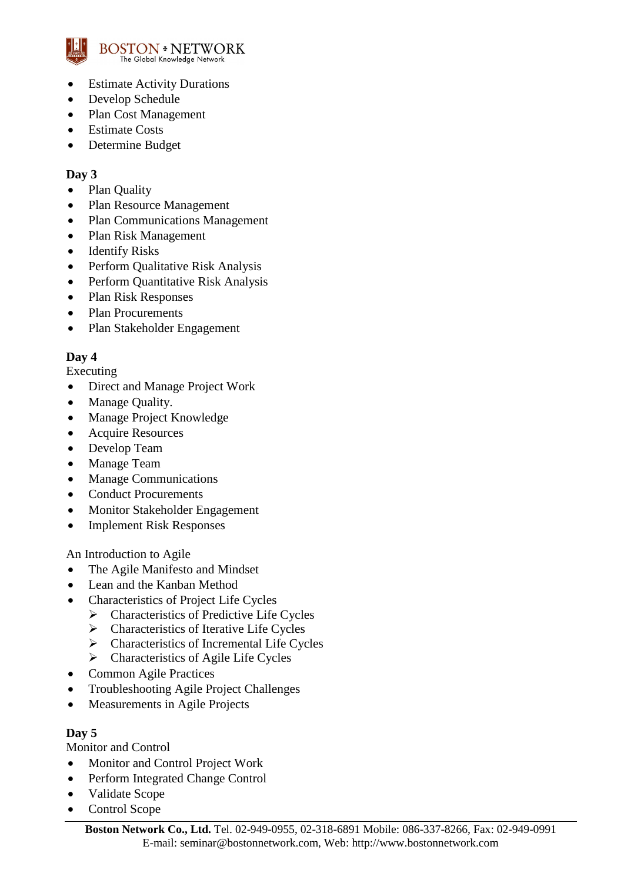- Estimate Activity Durations
- Develop Schedule
- Plan Cost Management
- Estimate Costs
- Determine Budget

**Day 3**

- Plan Quality
- Plan Resource Management
- Plan Communications Management
- Plan Risk Management
- Identify Risks
- Perform Qualitative Risk Analysis
- Perform Quantitative Risk Analysis
- Plan Risk Responses
- Plan Procurements
- Plan Stakeholder Engagement

**Day 4**

Executing

- Direct and Manage Project Work
- Manage Quality.
- Manage Project Knowledge
- Acquire Resources
- Develop Team
- Manage Team
- Manage Communications
- Conduct Procurements
- Monitor Stakeholder Engagement
- Implement Risk Responses

An Introduction to Agile

- The Agile Manifesto and Mindset
- Lean and the Kanban Method
- Characteristics of Project Life Cycles
  - Characteristics of Predictive Life Cycles
  - Characteristics of Iterative Life Cycles
  - Characteristics of Incremental Life Cycles
  - Characteristics of Agile Life Cycles
- Common Agile Practices
- Troubleshooting Agile Project Challenges
- Measurements in Agile Projects

**Day 5**

Monitor and Control

- Monitor and Control Project Work
- Perform Integrated Change Control
- Validate Scope
- Control Scope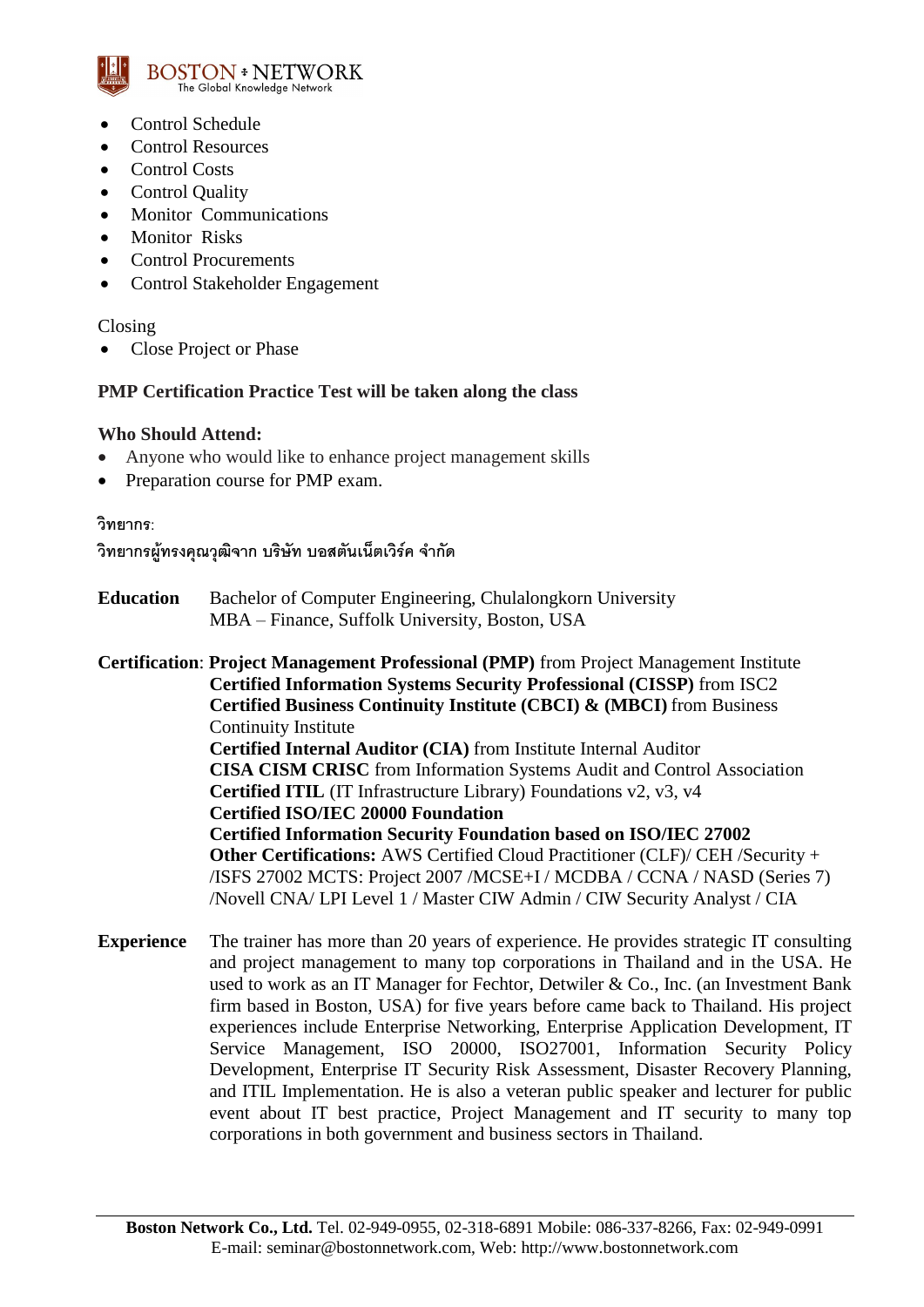- Control Schedule
- Control Resources
- Control Costs
- Control Quality
- Monitor Communications
- Monitor Risks
- Control Procurements
- Control Stakeholder Engagement

Closing

- Close Project or Phase

**PMP Certification Practice Test will be taken along the class**

**Who Should Attend:**

- Anyone who would like to enhance project management skills
- Preparation course for PMP exam.

**วิทยากร**:

**วิทยากรผู้ทรงคุณวุฒิจาก บริษัท บอสตันเน็ตเวิร์ค จำกัด**

**Education** Bachelor of Computer Engineering, Chulalongkorn University
MBA – Finance, Suffolk University, Boston, USA

**Certification**: **Project Management Professional (PMP)** from Project Management Institute
**Certified Information Systems Security Professional (CISSP)** from ISC2
**Certified Business Continuity Institute (CBCI) & (MBCI)** from Business Continuity Institute
**Certified Internal Auditor (CIA)** from Institute Internal Auditor
**CISA CISM CRISC** from Information Systems Audit and Control Association
**Certified ITIL** (IT Infrastructure Library) Foundations v2, v3, v4
**Certified ISO/IEC 20000 Foundation**
**Certified Information Security Foundation based on ISO/IEC 27002**
**Other Certifications:** AWS Certified Cloud Practitioner (CLF)/ CEH /Security + /ISFS 27002 MCTS: Project 2007 /MCSE+I / MCDBA / CCNA / NASD (Series 7) /Novell CNA/ LPI Level 1 / Master CIW Admin / CIW Security Analyst / CIA

**Experience** The trainer has more than 20 years of experience. He provides strategic IT consulting and project management to many top corporations in Thailand and in the USA. He used to work as an IT Manager for Fechtor, Detwiler & Co., Inc. (an Investment Bank firm based in Boston, USA) for five years before came back to Thailand. His project experiences include Enterprise Networking, Enterprise Application Development, IT Service Management, ISO 20000, ISO27001, Information Security Policy Development, Enterprise IT Security Risk Assessment, Disaster Recovery Planning, and ITIL Implementation. He is also a veteran public speaker and lecturer for public event about IT best practice, Project Management and IT security to many top corporations in both government and business sectors in Thailand.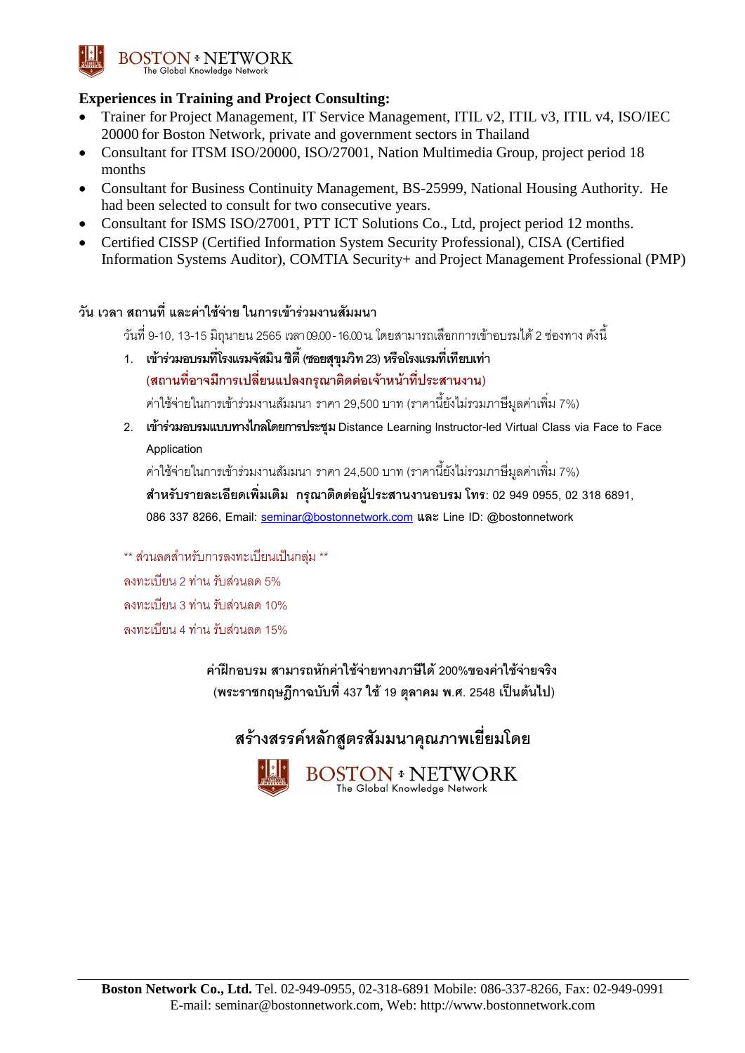**Experiences in Training and Project Consulting:**

- Trainer for Project Management, IT Service Management, ITIL v2, ITIL v3, ITIL v4, ISO/IEC 20000 for Boston Network, private and government sectors in Thailand
- Consultant for ITSM ISO/20000, ISO/27001, Nation Multimedia Group, project period 18 months
- Consultant for Business Continuity Management, BS-25999, National Housing Authority. He had been selected to consult for two consecutive years.
- Consultant for ISMS ISO/27001, PTT ICT Solutions Co., Ltd, project period 12 months.
- Certified CISSP (Certified Information System Security Professional), CISA (Certified Information Systems Auditor), COMTIA Security+ and Project Management Professional (PMP)

**วัน เวลา สถานที่ และค่าใช้จ่าย ในการเข้าร่วมงานสัมมนา**

วันที่ 9-10, 13-15 มิถุนายน 2565 เวลา 09.00 - 16.00 น. โดยสามารถเลือกการเข้าอบรมได้ 2 ช่องทาง ดังนี้

1. **เข้าร่วมอบรมที่โรงแรมจัสมิน ซิตี้ (ซอยสุขุมวิท 23) หรือโรงแรมที่เทียบเท่า**
   **(สถานที่อาจมีการเปลี่ยนแปลงกรุณาติดต่อเจ้าหน้าที่ประสานงาน)**
   ค่าใช้จ่ายในการเข้าร่วมงานสัมมนา ราคา 29,500 บาท (ราคานี้ยังไม่รวมภาษีมูลค่าเพิ่ม 7%)
2. **เข้าร่วมอบรมแบบทางไกลโดยการประชุม** Distance Learning Instructor-led Virtual Class via Face to Face Application
   ค่าใช้จ่ายในการเข้าร่วมงานสัมมนา ราคา 24,500 บาท (ราคานี้ยังไม่รวมภาษีมูลค่าเพิ่ม 7%)
   **สำหรับรายละเอียดเพิ่มเติม กรุณาติดต่อผู้ประสานงานอบรม โทร**: 02 949 0955, 02 318 6891, 086 337 8266, Email: seminar@bostonnetwork.com **และ** Line ID: @bostonnetwork

** ส่วนลดสำหรับการลงทะเบียนเป็นกลุ่ม **

ลงทะเบียน 2 ท่าน รับส่วนลด 5%

ลงทะเบียน 3 ท่าน รับส่วนลด 10%

ลงทะเบียน 4 ท่าน รับส่วนลด 15%

**ค่าฝึกอบรม สามารถหักค่าใช้จ่ายทางภาษีได้ 200%ของค่าใช้จ่ายจริง**
**(พระราชกฤษฎีกาฉบับที่ 437 ใช้ 19 ตุลาคม พ.ศ. 2548 เป็นต้นไป)**

**สร้างสรรค์หลักสูตรสัมมนาคุณภาพเยี่ยมโดย**

BOSTON ‡ NETWORK
The Global Knowledge Network

**Boston Network Co., Ltd.** Tel. 02-949-0955, 02-318-6891 Mobile: 086-337-8266, Fax: 02-949-0991
E-mail: seminar@bostonnetwork.com, Web: http://www.bostonnetwork.com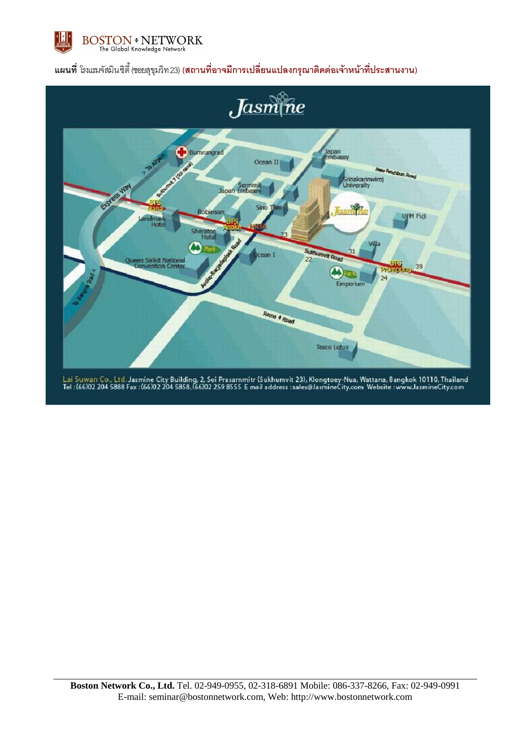**แผนที่** โรงแรมจัสมินซิตี้ (ซอยสุขุมวิท 23) **(สถานที่อาจมีการเปลี่ยนแปลงกรุณาติดต่อเจ้าหน้าที่ประสานงาน)**

Jasmine

Lai Suwan Co., Ltd. Jasmine City Building, 2, Soi Prasarnmitr (Sukhumvit 23), Klongtoey-Nua, Wattana, Bangkok 10110, Thailand
Tel : (66)02 204 5888 Fax : (66)02 204 5858, (66)02 259 8555 E mail address : sales@JasmineCity.com Website : www.JasmineCity.com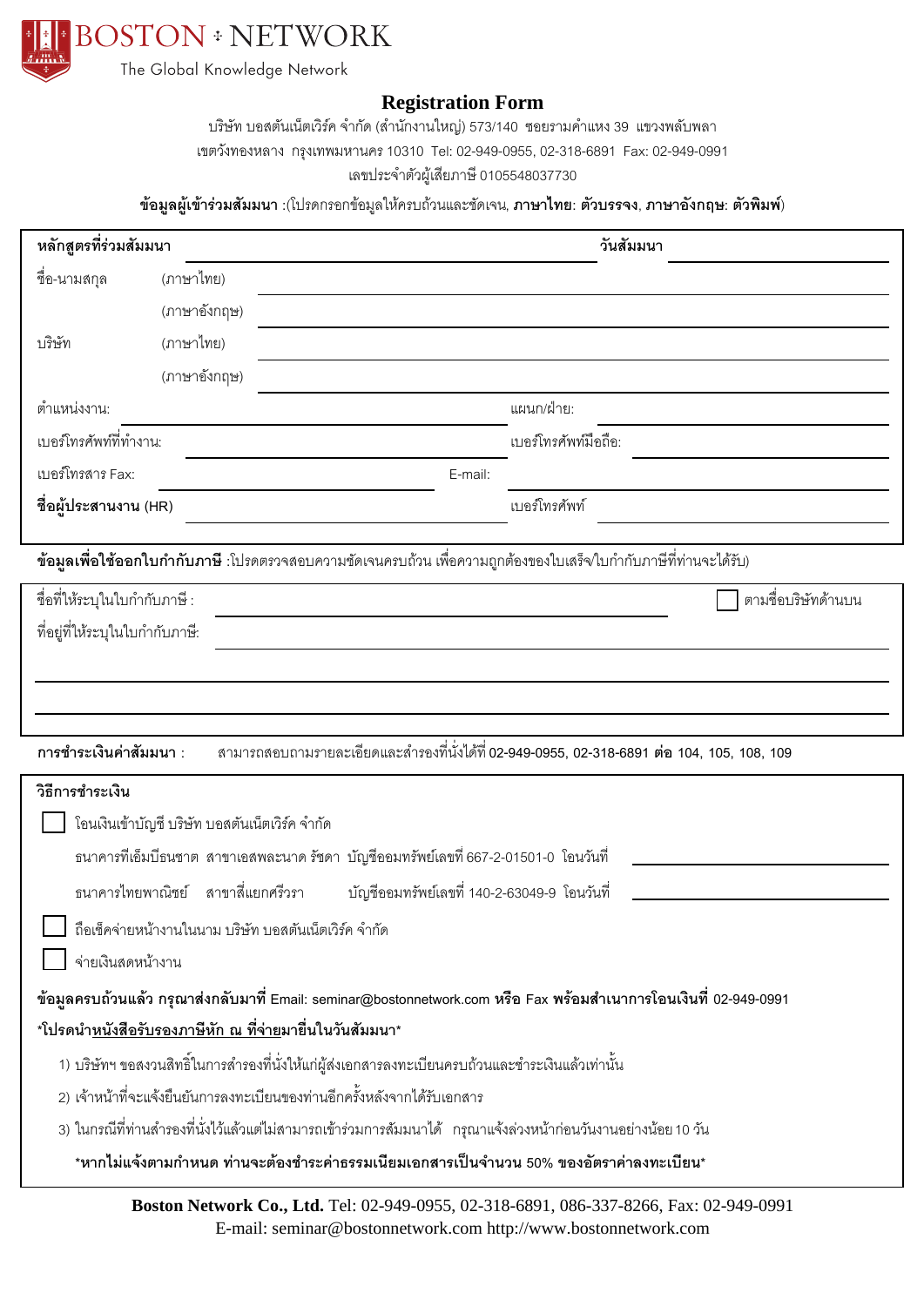BOSTON ⁘ NETWORK

The Global Knowledge Network

# Registration Form

บริษัท บอสตันเน็ตเวิร์ค จำกัด (สำนักงานใหญ่) 573/140 ซอยรามคำแหง 39 แขวงพลับพลา

เขตวังทองหลาง กรุงเทพมหานคร 10310 Tel: 02-949-0955, 02-318-6891 Fax: 02-949-0991

เลขประจำตัวผู้เสียภาษี 0105548037730

**ข้อมูลผู้เข้าร่วมสัมมนา** :(โปรดกรอกข้อมูลให้ครบถ้วนและชัดเจน, **ภาษาไทย**: **ตัวบรรจง**, **ภาษาอังกฤษ**: **ตัวพิมพ์**)

**หลักสูตรที่ร่วมสัมมนา** ______________________ **วันสัมมนา** ______________________

ชื่อ-นามสกุล (ภาษาไทย) ______________________

(ภาษาอังกฤษ) ______________________

บริษัท (ภาษาไทย) ______________________

(ภาษาอังกฤษ) ______________________

ตำแหน่งงาน: ______________________ แผนก/ฝ่าย: ______________________

เบอร์โทรศัพท์ที่ทำงาน: ______________________ เบอร์โทรศัพท์มือถือ: ______________________

เบอร์โทรสาร Fax: ______________________ E-mail: ______________________

**ชื่อผู้ประสานงาน (HR)** ______________________ เบอร์โทรศัพท์ ______________________

**ข้อมูลเพื่อใช้ออกใบกำกับภาษี** :โปรดตรวจสอบความชัดเจนครบถ้วน เพื่อความถูกต้องของใบเสร็จ/ใบกำกับภาษีที่ท่านจะได้รับ)

ชื่อที่ให้ระบุในใบกำกับภาษี : ______________________ ☐ ตามชื่อบริษัทด้านบน

ที่อยู่ที่ให้ระบุในใบกำกับภาษี: ______________________

______________________

______________________

**การชำระเงินค่าสัมมนา** : สามารถสอบถามรายละเอียดและสำรองที่นั่งได้ที่ **02-949-0955, 02-318-6891 ต่อ** 104, 105, 108, 109

**วิธีการชำระเงิน**

☐ โอนเงินเข้าบัญชี บริษัท บอสตันเน็ตเวิร์ค จำกัด

ธนาคารทีเอ็มบีธนชาต สาขาเอสพละนาด รัชดา บัญชีออมทรัพย์เลขที่ 667-2-01501-0 โอนวันที่ ______________________

ธนาคารไทยพาณิชย์ สาขาสี่แยกศรีวรา บัญชีออมทรัพย์เลขที่ 140-2-63049-9 โอนวันที่ ______________________

☐ ถือเช็คจ่ายหน้างานในนาม บริษัท บอสตันเน็ตเวิร์ค จำกัด

☐ จ่ายเงินสดหน้างาน

**ข้อมูลครบถ้วนแล้ว กรุณาส่งกลับมาที่** Email: seminar@bostonnetwork.com **หรือ** Fax **พร้อมสำเนาการโอนเงินที่** 02-949-0991

**\*โปรดนำ<u>หนังสือรับรองภาษีหัก ณ ที่จ่าย</u>มายื่นในวันสัมมนา\***

1) บริษัทฯ ขอสงวนสิทธิ์ในการสำรองที่นั่งให้แก่ผู้ส่งเอกสารลงทะเบียนครบถ้วนและชำระเงินแล้วเท่านั้น

2) เจ้าหน้าที่จะแจ้งยืนยันการลงทะเบียนของท่านอีกครั้งหลังจากได้รับเอกสาร

3) ในกรณีที่ท่านสำรองที่นั่งไว้แล้วแต่ไม่สามารถเข้าร่วมการสัมมนาได้ กรุณาแจ้งล่วงหน้าก่อนวันงานอย่างน้อย 10 วัน

**\*หากไม่แจ้งตามกำหนด ท่านจะต้องชำระค่าธรรมเนียมเอกสารเป็นจำนวน 50% ของอัตราค่าลงทะเบียน\***

**Boston Network Co., Ltd.** Tel: 02-949-0955, 02-318-6891, 086-337-8266, Fax: 02-949-0991

E-mail: seminar@bostonnetwork.com http://www.bostonnetwork.com